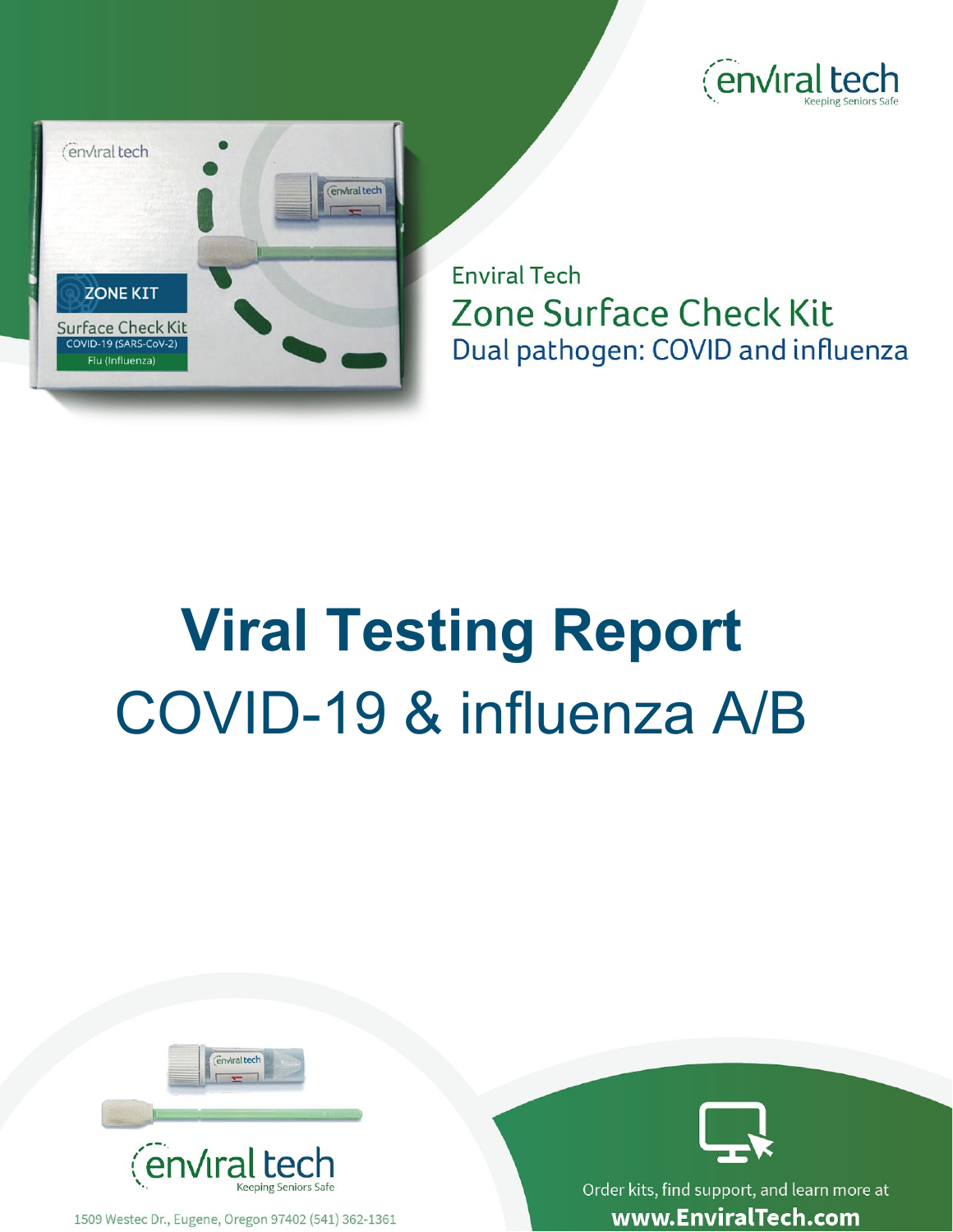envIral tech
Keeping Seniors Safe

Enviral Tech

## Zone Surface Check Kit

Dual pathogen: COVID and influenza

# Viral Testing Report

## COVID-19 & influenza A/B

1509 Westec Dr., Eugene, Oregon 97402 (541) 362-1361

Order kits, find support, and learn more at
**www.EnviralTech.com**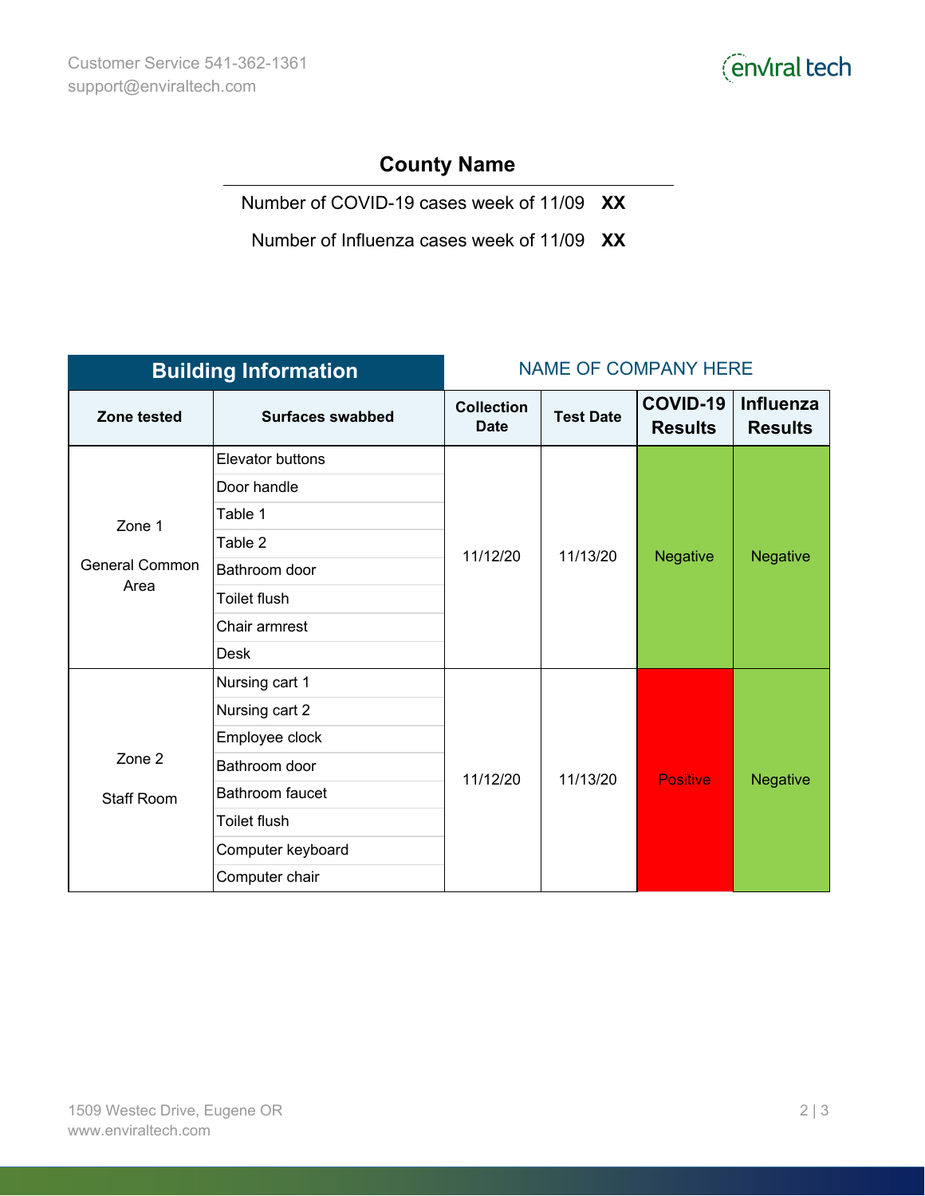## County Name

Number of COVID-19 cases week of 11/09 **XX**

Number of Influenza cases week of 11/09 **XX**

| **Building Information** | | NAME OF COMPANY HERE | | | |
|---|---|---|---|---|---|
| **Zone tested** | **Surfaces swabbed** | **Collection Date** | **Test Date** | **COVID-19 Results** | **Influenza Results** |
| Zone 1<br><br>General Common Area | Elevator buttons<br>Door handle<br>Table 1<br>Table 2<br>Bathroom door<br>Toilet flush<br>Chair armrest<br>Desk | 11/12/20 | 11/13/20 | Negative | Negative |
| Zone 2<br><br>Staff Room | Nursing cart 1<br>Nursing cart 2<br>Employee clock<br>Bathroom door<br>Bathroom faucet<br>Toilet flush<br>Computer keyboard<br>Computer chair | 11/12/20 | 11/13/20 | Positive | Negative |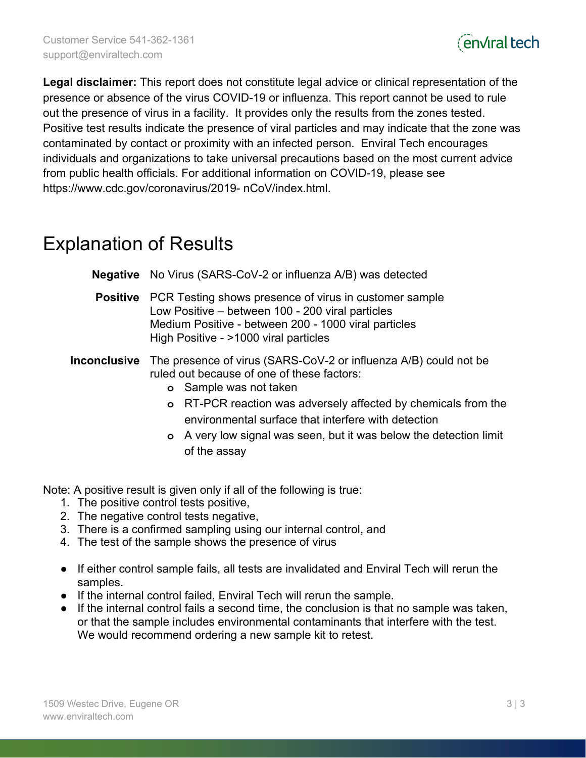**Legal disclaimer:** This report does not constitute legal advice or clinical representation of the presence or absence of the virus COVID-19 or influenza. This report cannot be used to rule out the presence of virus in a facility. It provides only the results from the zones tested. Positive test results indicate the presence of viral particles and may indicate that the zone was contaminated by contact or proximity with an infected person. Enviral Tech encourages individuals and organizations to take universal precautions based on the most current advice from public health officials. For additional information on COVID-19, please see https://www.cdc.gov/coronavirus/2019- nCoV/index.html.

# Explanation of Results

| | |
|---|---|
| **Negative** | No Virus (SARS-CoV-2 or influenza A/B) was detected |
| **Positive** | PCR Testing shows presence of virus in customer sample<br>Low Positive – between 100 - 200 viral particles<br>Medium Positive - between 200 - 1000 viral particles<br>High Positive - >1000 viral particles |
| **Inconclusive** | The presence of virus (SARS-CoV-2 or influenza A/B) could not be ruled out because of one of these factors:<br>o Sample was not taken<br>o RT-PCR reaction was adversely affected by chemicals from the environmental surface that interfere with detection<br>o A very low signal was seen, but it was below the detection limit of the assay |

Note: A positive result is given only if all of the following is true:

1. The positive control tests positive,
2. The negative control tests negative,
3. There is a confirmed sampling using our internal control, and
4. The test of the sample shows the presence of virus

- If either control sample fails, all tests are invalidated and Enviral Tech will rerun the samples.
- If the internal control failed, Enviral Tech will rerun the sample.
- If the internal control fails a second time, the conclusion is that no sample was taken, or that the sample includes environmental contaminants that interfere with the test. We would recommend ordering a new sample kit to retest.